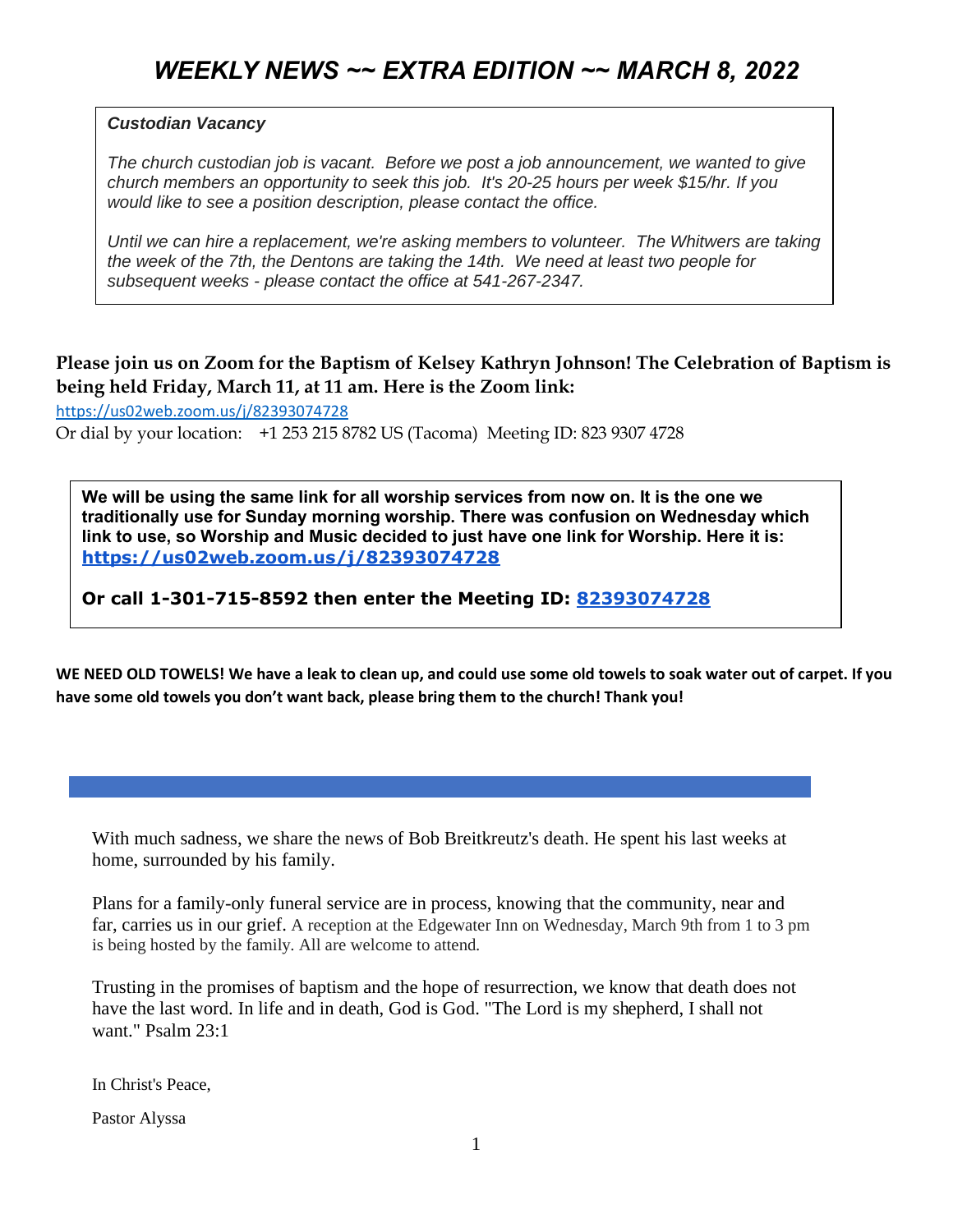# *WEEKLY NEWS ~~ EXTRA EDITION ~~ MARCH 8, 2022*

***Custodian Vacancy***

*The church custodian job is vacant. Before we post a job announcement, we wanted to give church members an opportunity to seek this job. It's 20-25 hours per week $15/hr. If you would like to see a position description, please contact the office.*

*Until we can hire a replacement, we're asking members to volunteer. The Whitwers are taking the week of the 7th, the Dentons are taking the 14th. We need at least two people for subsequent weeks - please contact the office at 541-267-2347.*

**Please join us on Zoom for the Baptism of Kelsey Kathryn Johnson! The Celebration of Baptism is being held Friday, March 11, at 11 am. Here is the Zoom link:**

https://us02web.zoom.us/j/82393074728

Or dial by your location: +1 253 215 8782 US (Tacoma) Meeting ID: 823 9307 4728

**We will be using the same link for all worship services from now on. It is the one we traditionally use for Sunday morning worship. There was confusion on Wednesday which link to use, so Worship and Music decided to just have one link for Worship. Here it is: https://us02web.zoom.us/j/82393074728**

**Or call 1-301-715-8592 then enter the Meeting ID: 82393074728**

**WE NEED OLD TOWELS! We have a leak to clean up, and could use some old towels to soak water out of carpet. If you have some old towels you don't want back, please bring them to the church! Thank you!**

With much sadness, we share the news of Bob Breitkreutz's death. He spent his last weeks at home, surrounded by his family.

Plans for a family-only funeral service are in process, knowing that the community, near and far, carries us in our grief. A reception at the Edgewater Inn on Wednesday, March 9th from 1 to 3 pm is being hosted by the family. All are welcome to attend.

Trusting in the promises of baptism and the hope of resurrection, we know that death does not have the last word. In life and in death, God is God. "The Lord is my shepherd, I shall not want." Psalm 23:1

In Christ's Peace,

Pastor Alyssa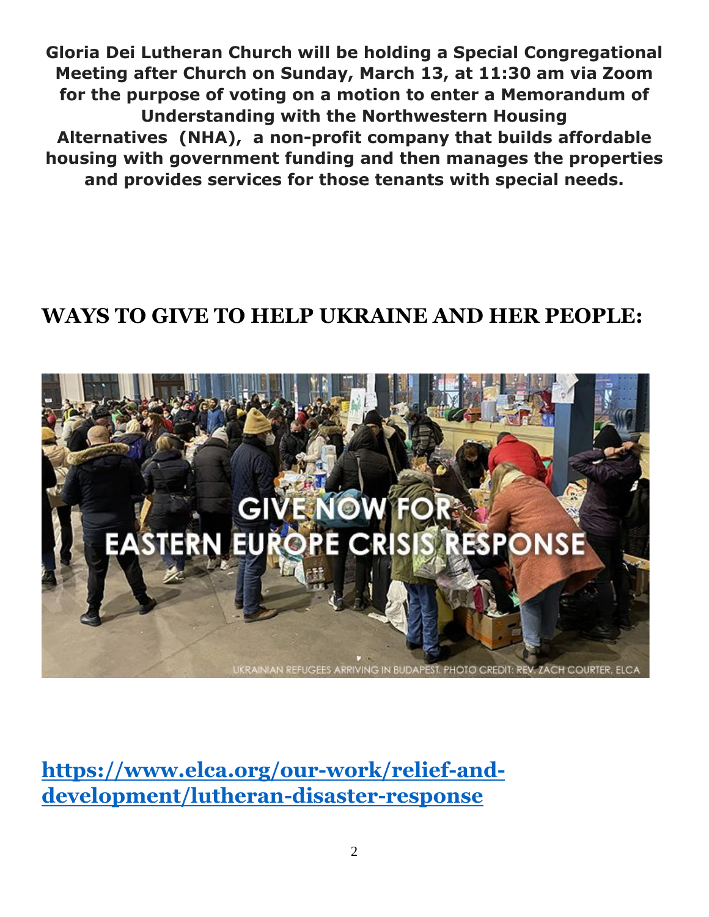**Gloria Dei Lutheran Church will be holding a Special Congregational Meeting after Church on Sunday, March 13, at 11:30 am via Zoom for the purpose of voting on a motion to enter a Memorandum of Understanding with the Northwestern Housing Alternatives (NHA), a non-profit company that builds affordable housing with government funding and then manages the properties and provides services for those tenants with special needs.**

## WAYS TO GIVE TO HELP UKRAINE AND HER PEOPLE:

GIVE NOW FOR EASTERN EUROPE CRISIS RESPONSE

UKRAINIAN REFUGEES ARRIVING IN BUDAPEST. PHOTO CREDIT: REV. ZACH COURTER, ELCA

**[https://www.elca.org/our-work/relief-and-development/lutheran-disaster-response](https://www.elca.org/our-work/relief-and-development/lutheran-disaster-response)**